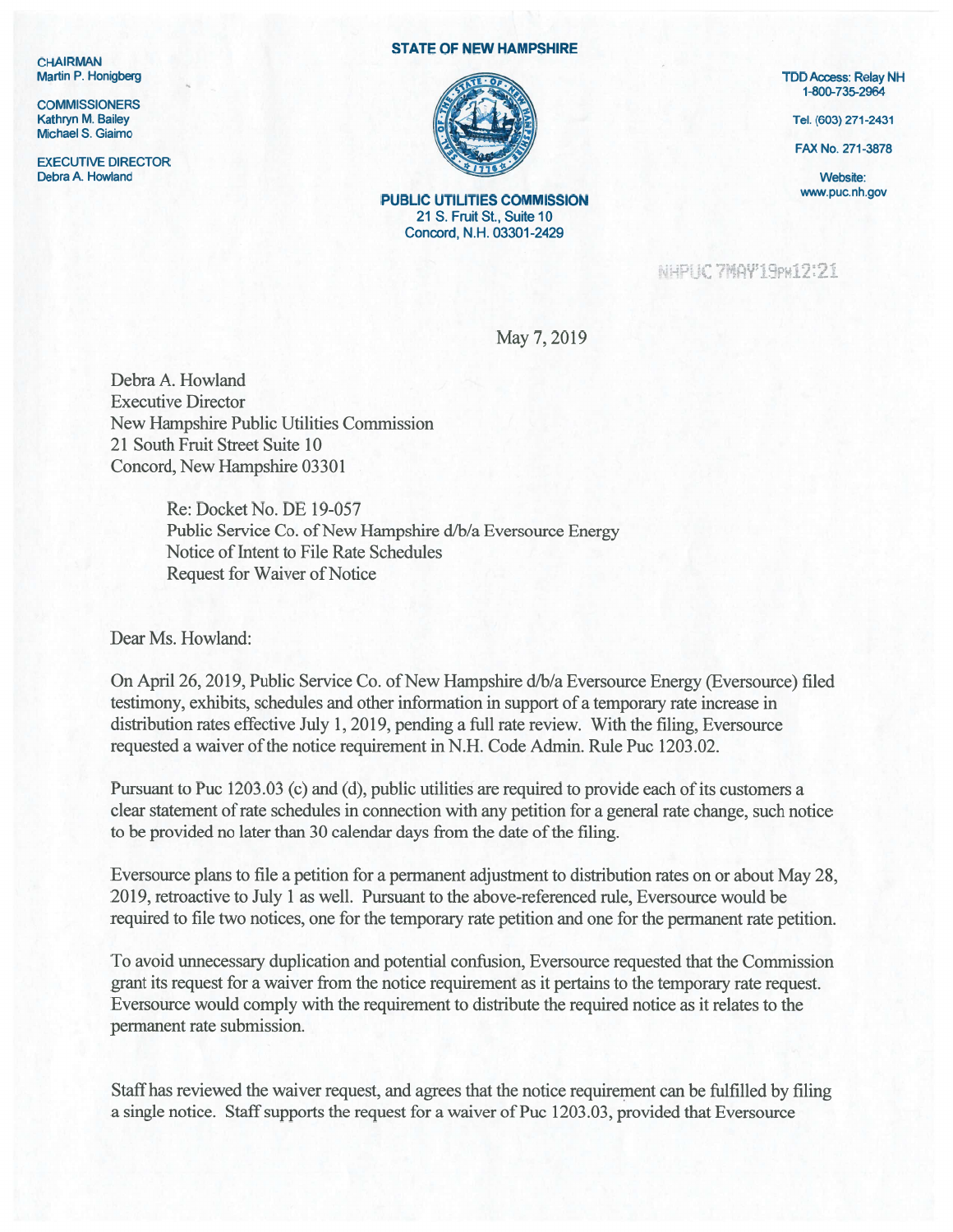CHAIRMAN
Martin P. Honigberg

COMMISSIONERS
Kathryn M. Bailey
Michael S. Giaimo

EXECUTIVE DIRECTOR
Debra A. Howland

**STATE OF NEW HAMPSHIRE**

**PUBLIC UTILITIES COMMISSION**
21 S. Fruit St., Suite 10
Concord, N.H. 03301-2429

TDD Access: Relay NH
1-800-735-2964

Tel. (603) 271-2431

FAX No. 271-3878

Website:
www.puc.nh.gov

NHPUC 7MAY'19PM12:21

May 7, 2019

Debra A. Howland
Executive Director
New Hampshire Public Utilities Commission
21 South Fruit Street Suite 10
Concord, New Hampshire 03301

> Re: Docket No. DE 19-057
> Public Service Co. of New Hampshire d/b/a Eversource Energy
> Notice of Intent to File Rate Schedules
> Request for Waiver of Notice

Dear Ms. Howland:

On April 26, 2019, Public Service Co. of New Hampshire d/b/a Eversource Energy (Eversource) filed testimony, exhibits, schedules and other information in support of a temporary rate increase in distribution rates effective July 1, 2019, pending a full rate review. With the filing, Eversource requested a waiver of the notice requirement in N.H. Code Admin. Rule Puc 1203.02.

Pursuant to Puc 1203.03 (c) and (d), public utilities are required to provide each of its customers a clear statement of rate schedules in connection with any petition for a general rate change, such notice to be provided no later than 30 calendar days from the date of the filing.

Eversource plans to file a petition for a permanent adjustment to distribution rates on or about May 28, 2019, retroactive to July 1 as well. Pursuant to the above-referenced rule, Eversource would be required to file two notices, one for the temporary rate petition and one for the permanent rate petition.

To avoid unnecessary duplication and potential confusion, Eversource requested that the Commission grant its request for a waiver from the notice requirement as it pertains to the temporary rate request. Eversource would comply with the requirement to distribute the required notice as it relates to the permanent rate submission.

Staff has reviewed the waiver request, and agrees that the notice requirement can be fulfilled by filing a single notice. Staff supports the request for a waiver of Puc 1203.03, provided that Eversource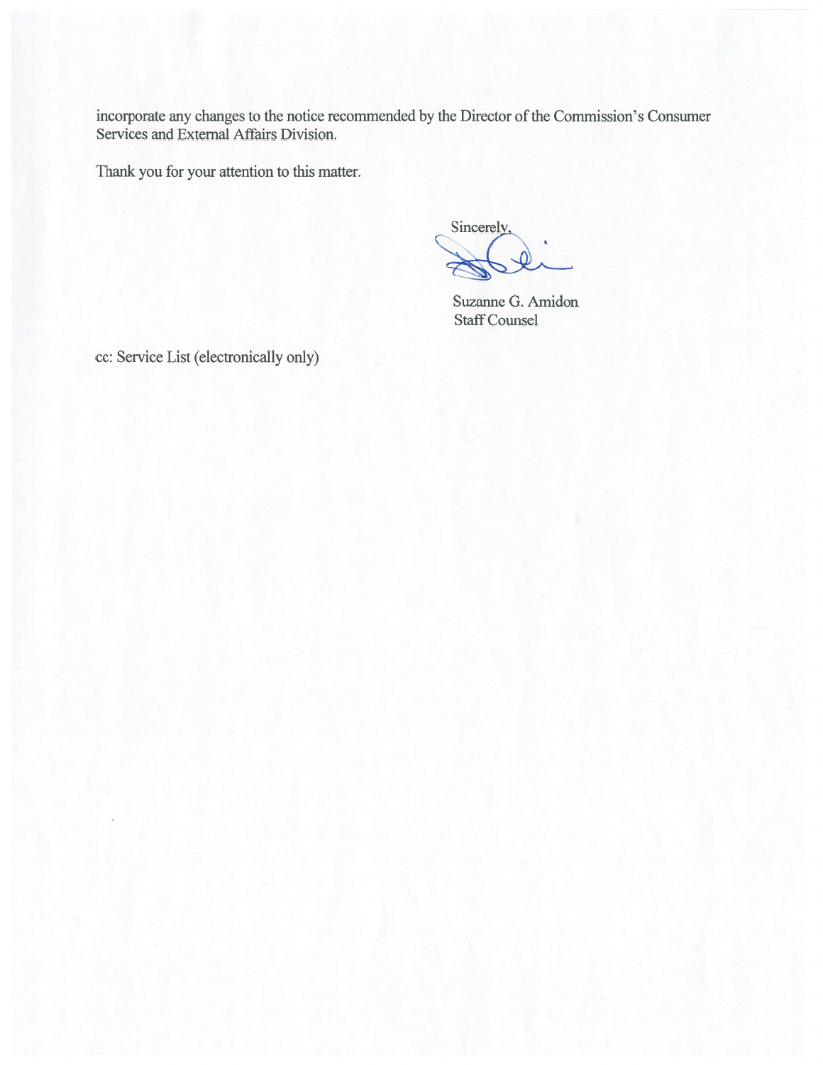incorporate any changes to the notice recommended by the Director of the Commission's Consumer Services and External Affairs Division.

Thank you for your attention to this matter.

Sincerely,

Suzanne G. Amidon
Staff Counsel

cc: Service List (electronically only)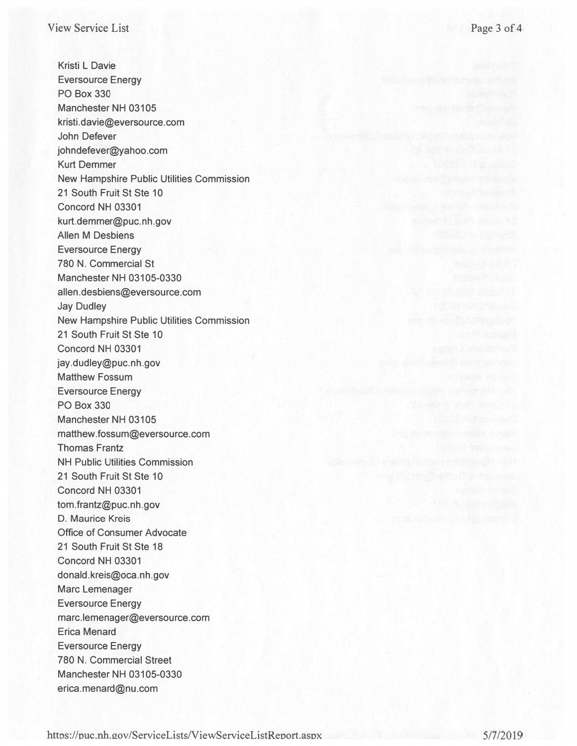Kristi L Davie
Eversource Energy
PO Box 330
Manchester NH 03105
kristi.davie@eversource.com

John Defever
johndefever@yahoo.com

Kurt Demmer
New Hampshire Public Utilities Commission
21 South Fruit St Ste 10
Concord NH 03301
kurt.demmer@puc.nh.gov

Allen M Desbiens
Eversource Energy
780 N. Commercial St
Manchester NH 03105-0330
allen.desbiens@eversource.com

Jay Dudley
New Hampshire Public Utilities Commission
21 South Fruit St Ste 10
Concord NH 03301
jay.dudley@puc.nh.gov

Matthew Fossum
Eversource Energy
PO Box 330
Manchester NH 03105
matthew.fossum@eversource.com

Thomas Frantz
NH Public Utilities Commission
21 South Fruit St Ste 10
Concord NH 03301
tom.frantz@puc.nh.gov

D. Maurice Kreis
Office of Consumer Advocate
21 South Fruit St Ste 18
Concord NH 03301
donald.kreis@oca.nh.gov

Marc Lemenager
Eversource Energy
marc.lemenager@eversource.com

Erica Menard
Eversource Energy
780 N. Commercial Street
Manchester NH 03105-0330
erica.menard@nu.com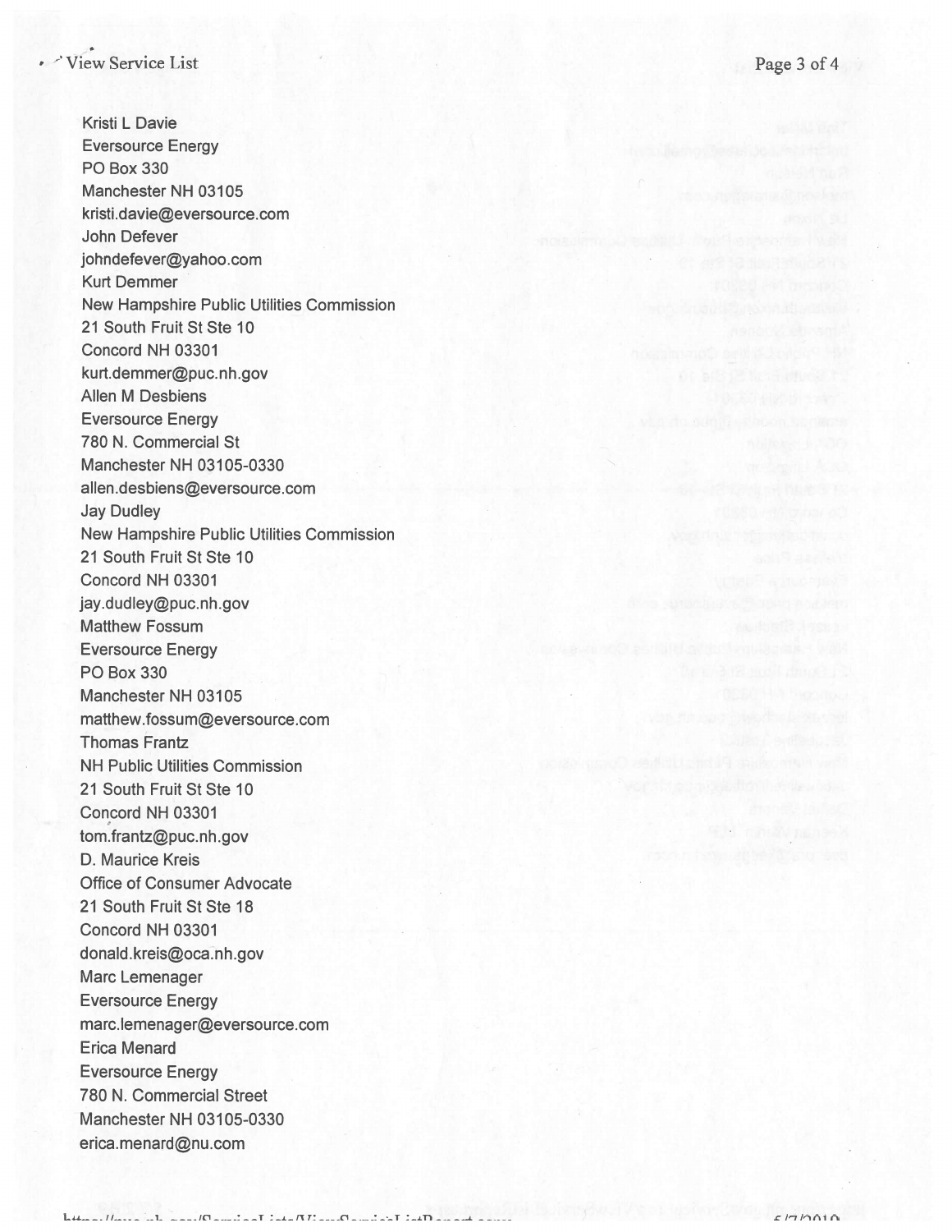Kristi L Davie
Eversource Energy
PO Box 330
Manchester NH 03105
kristi.davie@eversource.com
John Defever
johndefever@yahoo.com
Kurt Demmer
New Hampshire Public Utilities Commission
21 South Fruit St Ste 10
Concord NH 03301
kurt.demmer@puc.nh.gov
Allen M Desbiens
Eversource Energy
780 N. Commercial St
Manchester NH 03105-0330
allen.desbiens@eversource.com
Jay Dudley
New Hampshire Public Utilities Commission
21 South Fruit St Ste 10
Concord NH 03301
jay.dudley@puc.nh.gov
Matthew Fossum
Eversource Energy
PO Box 330
Manchester NH 03105
matthew.fossum@eversource.com
Thomas Frantz
NH Public Utilities Commission
21 South Fruit St Ste 10
Concord NH 03301
tom.frantz@puc.nh.gov
D. Maurice Kreis
Office of Consumer Advocate
21 South Fruit St Ste 18
Concord NH 03301
donald.kreis@oca.nh.gov
Marc Lemenager
Eversource Energy
marc.lemenager@eversource.com
Erica Menard
Eversource Energy
780 N. Commercial Street
Manchester NH 03105-0330
erica.menard@nu.com